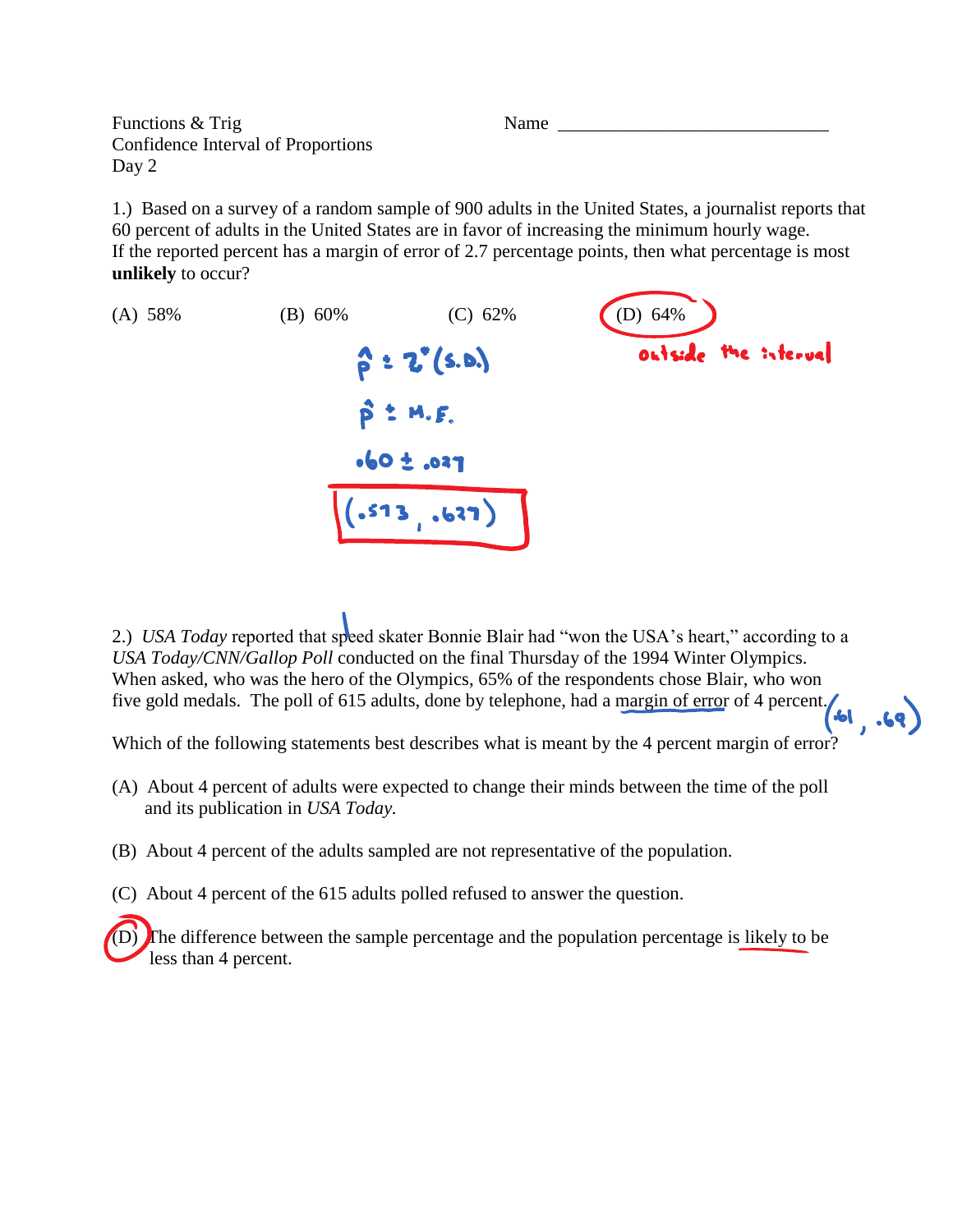Functions & Trig
Confidence Interval of Proportions
Day 2

Name ______________________________

1.) Based on a survey of a random sample of 900 adults in the United States, a journalist reports that 60 percent of adults in the United States are in favor of increasing the minimum hourly wage. If the reported percent has a margin of error of 2.7 percentage points, then what percentage is most **unlikely** to occur?

(A) 58% (B) 60% (C) 62% (D) 64%

outside the interval

$\hat{p} \pm z^*(S.D.)$

$\hat{p} \pm M.E.$

$.60 \pm .027$

$(.573, .627)$

2.) *USA Today* reported that speed skater Bonnie Blair had "won the USA's heart," according to a *USA Today/CNN/Gallop Poll* conducted on the final Thursday of the 1994 Winter Olympics. When asked, who was the hero of the Olympics, 65% of the respondents chose Blair, who won five gold medals. The poll of 615 adults, done by telephone, had a margin of error of 4 percent. $(.61, .69)$

Which of the following statements best describes what is meant by the 4 percent margin of error?

(A) About 4 percent of adults were expected to change their minds between the time of the poll and its publication in *USA Today.*

(B) About 4 percent of the adults sampled are not representative of the population.

(C) About 4 percent of the 615 adults polled refused to answer the question.

(D) The difference between the sample percentage and the population percentage is likely to be less than 4 percent.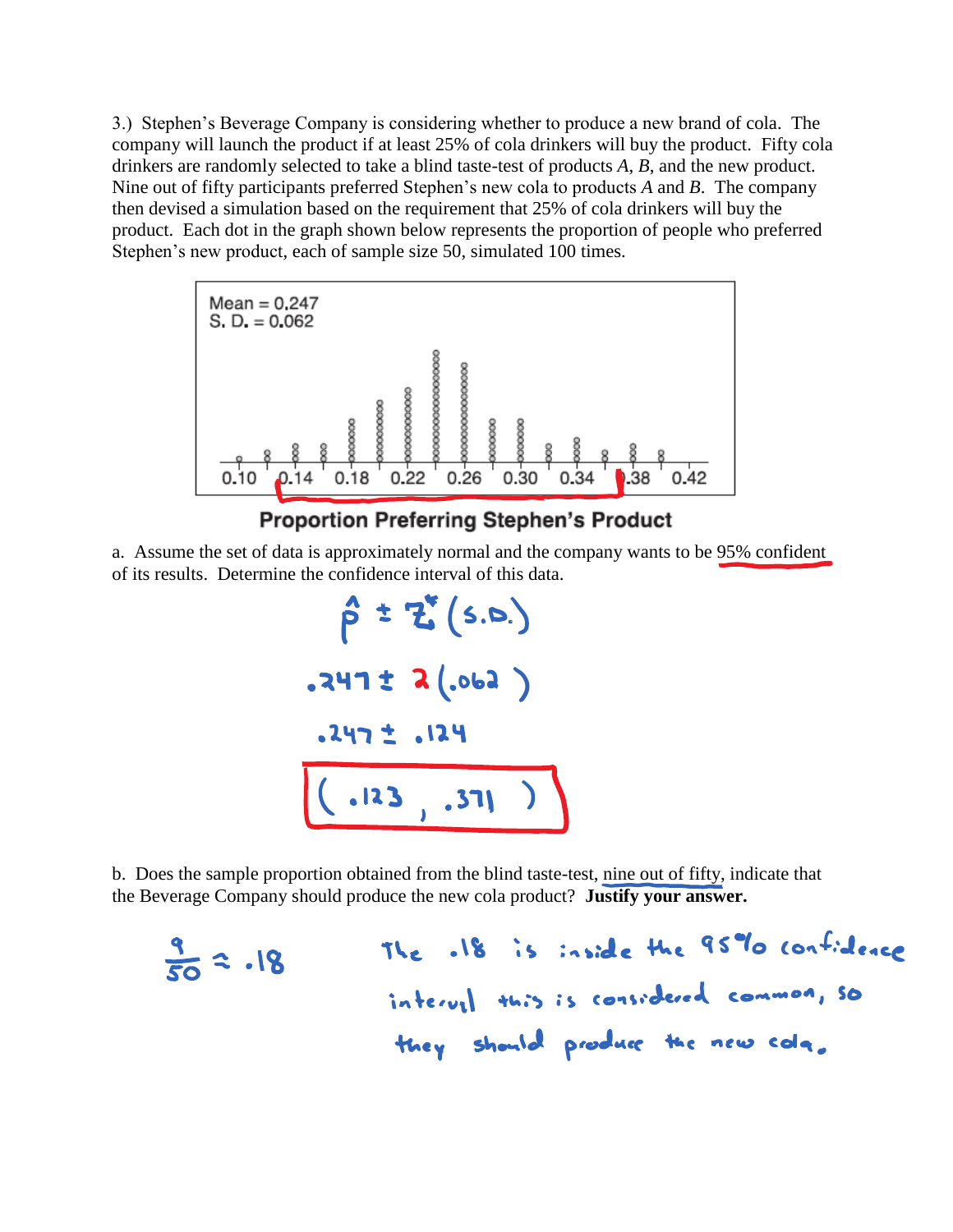3.) Stephen's Beverage Company is considering whether to produce a new brand of cola. The company will launch the product if at least 25% of cola drinkers will buy the product. Fifty cola drinkers are randomly selected to take a blind taste-test of products *A*, *B*, and the new product. Nine out of fifty participants preferred Stephen's new cola to products *A* and *B*. The company then devised a simulation based on the requirement that 25% of cola drinkers will buy the product. Each dot in the graph shown below represents the proportion of people who preferred Stephen's new product, each of sample size 50, simulated 100 times.

Mean = 0.247
S. D. = 0.062

0.10 0.14 0.18 0.22 0.26 0.30 0.34 0.38 0.42

**Proportion Preferring Stephen's Product**

a. Assume the set of data is approximately normal and the company wants to be 95% confident of its results. Determine the confidence interval of this data.

$$\hat{p} \pm z^*(s.D.)$$

$$.247 \pm 2(.062)$$

$$.247 \pm .124$$

$$(.123, .371)$$

b. Does the sample proportion obtained from the blind taste-test, nine out of fifty, indicate that the Beverage Company should produce the new cola product? **Justify your answer.**

$$\frac{9}{50} \approx .18$$

The .18 is inside the 95% confidence interval this is considered common, so they should produce the new cola.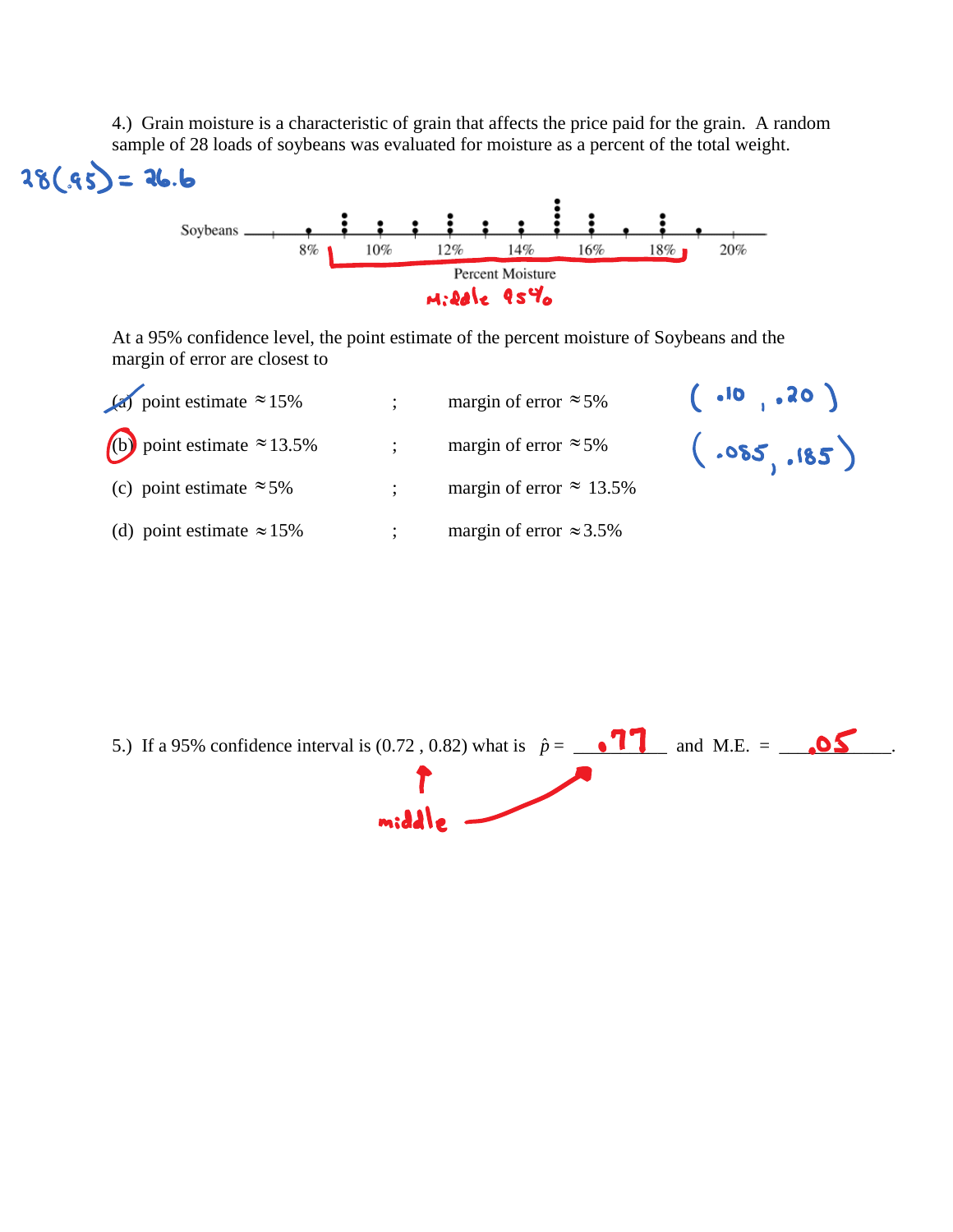4.) Grain moisture is a characteristic of grain that affects the price paid for the grain. A random sample of 28 loads of soybeans was evaluated for moisture as a percent of the total weight.

$28(.95) = 26.6$

Soybeans

8% 10% 12% 14% 16% 18% 20%

Percent Moisture

Middle 95%

At a 95% confidence level, the point estimate of the percent moisture of Soybeans and the margin of error are closest to

(a) point estimate $\approx$ 15% ; margin of error $\approx$ 5% ( .10 , .20 )

(b) point estimate $\approx$ 13.5% ; margin of error $\approx$ 5% ( .085 , .185 )

(c) point estimate $\approx$ 5% ; margin of error $\approx$ 13.5%

(d) point estimate $\approx$ 15% ; margin of error $\approx$ 3.5%

5.) If a 95% confidence interval is (0.72 , 0.82) what is $\hat{p}$ = **.77** and M.E. = **.05**.

middle